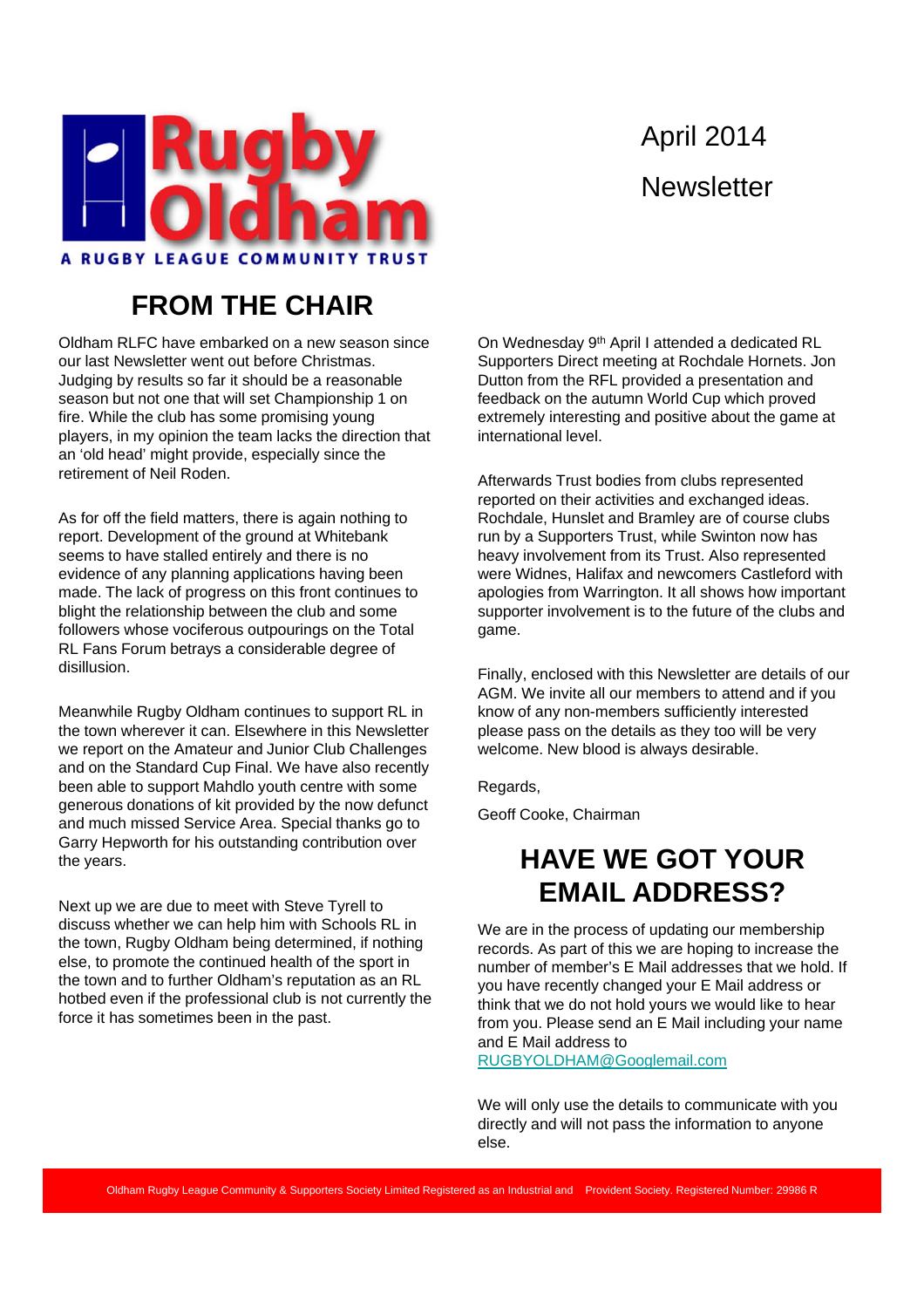Rugby Oldham

A RUGBY LEAGUE COMMUNITY TRUST

April 2014

Newsletter

# FROM THE CHAIR

Oldham RLFC have embarked on a new season since our last Newsletter went out before Christmas. Judging by results so far it should be a reasonable season but not one that will set Championship 1 on fire. While the club has some promising young players, in my opinion the team lacks the direction that an 'old head' might provide, especially since the retirement of Neil Roden.

As for off the field matters, there is again nothing to report. Development of the ground at Whitebank seems to have stalled entirely and there is no evidence of any planning applications having been made. The lack of progress on this front continues to blight the relationship between the club and some followers whose vociferous outpourings on the Total RL Fans Forum betrays a considerable degree of disillusion.

Meanwhile Rugby Oldham continues to support RL in the town wherever it can. Elsewhere in this Newsletter we report on the Amateur and Junior Club Challenges and on the Standard Cup Final. We have also recently been able to support Mahdlo youth centre with some generous donations of kit provided by the now defunct and much missed Service Area. Special thanks go to Garry Hepworth for his outstanding contribution over the years.

Next up we are due to meet with Steve Tyrell to discuss whether we can help him with Schools RL in the town, Rugby Oldham being determined, if nothing else, to promote the continued health of the sport in the town and to further Oldham's reputation as an RL hotbed even if the professional club is not currently the force it has sometimes been in the past.

On Wednesday 9th April I attended a dedicated RL Supporters Direct meeting at Rochdale Hornets. Jon Dutton from the RFL provided a presentation and feedback on the autumn World Cup which proved extremely interesting and positive about the game at international level.

Afterwards Trust bodies from clubs represented reported on their activities and exchanged ideas. Rochdale, Hunslet and Bramley are of course clubs run by a Supporters Trust, while Swinton now has heavy involvement from its Trust. Also represented were Widnes, Halifax and newcomers Castleford with apologies from Warrington. It all shows how important supporter involvement is to the future of the clubs and game.

Finally, enclosed with this Newsletter are details of our AGM. We invite all our members to attend and if you know of any non-members sufficiently interested please pass on the details as they too will be very welcome. New blood is always desirable.

Regards,

Geoff Cooke, Chairman

# HAVE WE GOT YOUR EMAIL ADDRESS?

We are in the process of updating our membership records. As part of this we are hoping to increase the number of member's E Mail addresses that we hold. If you have recently changed your E Mail address or think that we do not hold yours we would like to hear from you. Please send an E Mail including your name and E Mail address to RUGBYOLDHAM@Googlemail.com

We will only use the details to communicate with you directly and will not pass the information to anyone else.

Oldham Rugby League Community & Supporters Society Limited Registered as an Industrial and Provident Society. Registered Number: 29986 R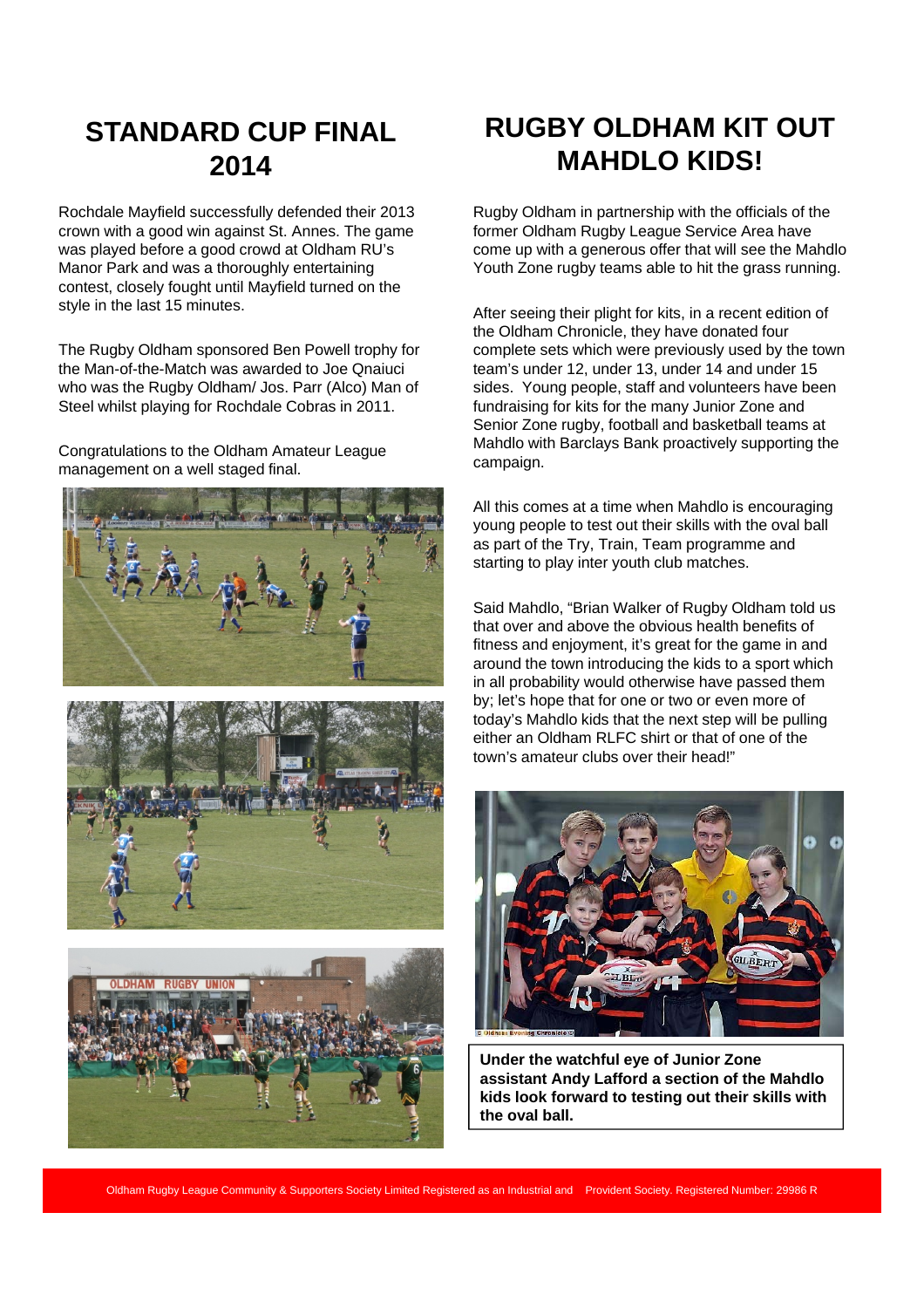## STANDARD CUP FINAL 2014

Rochdale Mayfield successfully defended their 2013 crown with a good win against St. Annes. The game was played before a good crowd at Oldham RU's Manor Park and was a thoroughly entertaining contest, closely fought until Mayfield turned on the style in the last 15 minutes.

The Rugby Oldham sponsored Ben Powell trophy for the Man-of-the-Match was awarded to Joe Qnaiuci who was the Rugby Oldham/ Jos. Parr (Alco) Man of Steel whilst playing for Rochdale Cobras in 2011.

Congratulations to the Oldham Amateur League management on a well staged final.

## RUGBY OLDHAM KIT OUT MAHDLO KIDS!

Rugby Oldham in partnership with the officials of the former Oldham Rugby League Service Area have come up with a generous offer that will see the Mahdlo Youth Zone rugby teams able to hit the grass running.

After seeing their plight for kits, in a recent edition of the Oldham Chronicle, they have donated four complete sets which were previously used by the town team's under 12, under 13, under 14 and under 15 sides. Young people, staff and volunteers have been fundraising for kits for the many Junior Zone and Senior Zone rugby, football and basketball teams at Mahdlo with Barclays Bank proactively supporting the campaign.

All this comes at a time when Mahdlo is encouraging young people to test out their skills with the oval ball as part of the Try, Train, Team programme and starting to play inter youth club matches.

Said Mahdlo, "Brian Walker of Rugby Oldham told us that over and above the obvious health benefits of fitness and enjoyment, it's great for the game in and around the town introducing the kids to a sport which in all probability would otherwise have passed them by; let's hope that for one or two or even more of today's Mahdlo kids that the next step will be pulling either an Oldham RLFC shirt or that of one of the town's amateur clubs over their head!"

**Under the watchful eye of Junior Zone assistant Andy Lafford a section of the Mahdlo kids look forward to testing out their skills with the oval ball.**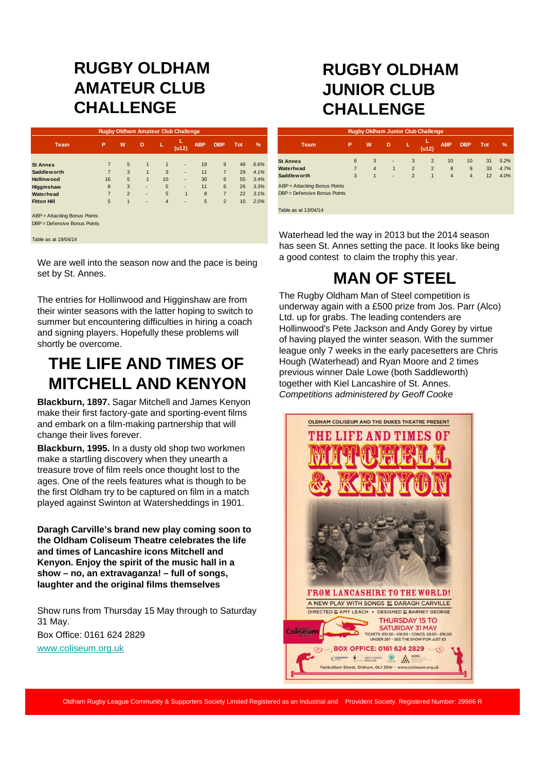# RUGBY OLDHAM AMATEUR CLUB CHALLENGE

| Rugby Oldham Amateur Club Challenge | | | | | | | | | |
|---|---|---|---|---|---|---|---|---|---|
| Team | P | W | D | L | L (u12) | ABP | DBP | Tot | % |
| St Annes | 7 | 5 | 1 | 1 | - | 19 | 9 | 46 | *6.6%* |
| Saddleworth | 7 | 3 | 1 | 3 | - | 11 | 7 | 29 | *4.1%* |
| Hollinwood | 16 | 5 | 1 | 10 | - | 30 | 8 | 55 | *3.4%* |
| Higginshaw | 8 | 3 | - | 5 | - | 11 | 6 | 26 | *3.3%* |
| Waterhead | 7 | 2 | - | 5 | 1 | 8 | 7 | 22 | *3.1%* |
| Fitton Hill | 5 | 1 | - | 4 | - | 5 | 2 | 10 | *2.0%* |

ABP = Attacking Bonus Points
DBP = Defensive Bonus Points

Table as at 19/04/14

We are well into the season now and the pace is being set by St. Annes.

The entries for Hollinwood and Higginshaw are from their winter seasons with the latter hoping to switch to summer but encountering difficulties in hiring a coach and signing players. Hopefully these problems will shortly be overcome.

# THE LIFE AND TIMES OF MITCHELL AND KENYON

**Blackburn, 1897.** Sagar Mitchell and James Kenyon make their first factory-gate and sporting-event films and embark on a film-making partnership that will change their lives forever.

**Blackburn, 1995.** In a dusty old shop two workmen make a startling discovery when they unearth a treasure trove of film reels once thought lost to the ages. One of the reels features what is though to be the first Oldham try to be captured on film in a match played against Swinton at Watersheddings in 1901.

**Daragh Carville's brand new play coming soon to the Oldham Coliseum Theatre celebrates the life and times of Lancashire icons Mitchell and Kenyon. Enjoy the spirit of the music hall in a show – no, an extravaganza! – full of songs, laughter and the original films themselves**

Show runs from Thursday 15 May through to Saturday 31 May.

Box Office: 0161 624 2829

[www.coliseum.org.uk](http://www.coliseum.org.uk)

# RUGBY OLDHAM JUNIOR CLUB CHALLENGE

| Rugby Oldham Junior Club Challenge | | | | | | | | | |
|---|---|---|---|---|---|---|---|---|---|
| Team | P | W | D | L | L (u12) | ABP | DBP | Tot | % |
| St Annes | 6 | 3 | - | 3 | 2 | 10 | 10 | 31 | *5.2%* |
| Waterhead | 7 | 4 | 1 | 2 | 2 | 8 | 9 | 33 | *4.7%* |
| Saddleworth | 3 | 1 | - | 2 | 1 | 4 | 4 | 12 | *4.0%* |

ABP = Attacking Bonus Points
DBP = Defensive Bonus Points

Table as at 13/04/14

Waterhead led the way in 2013 but the 2014 season has seen St. Annes setting the pace. It looks like being a good contest to claim the trophy this year.

# MAN OF STEEL

The Rugby Oldham Man of Steel competition is underway again with a £500 prize from Jos. Parr (Alco) Ltd. up for grabs. The leading contenders are Hollinwood's Pete Jackson and Andy Gorey by virtue of having played the winter season. With the summer league only 7 weeks in the early pacesetters are Chris Hough (Waterhead) and Ryan Moore and 2 times previous winner Dale Lowe (both Saddleworth) together with Kiel Lancashire of St. Annes.

*Competitions administered by Geoff Cooke*

OLDHAM COLISEUM AND THE DUKES THEATRE PRESENT
THE LIFE AND TIMES OF MITCHELL & KENYON
FROM LANCASHIRE TO THE WORLD!
A NEW PLAY WITH SONGS BY DARAGH CARVILLE
DIRECTED BY AMY LEACH • DESIGNED BY BARNEY GEORGE
THURSDAY 15 TO SATURDAY 31 MAY
TICKETS: £10.50 - £18.50 • CONCS: £9.50 - £16.00
UNDER 26? • SEE THE SHOW FOR JUST £5
BOX OFFICE: 0161 624 2829
Fairbottom Street, Oldham, OL1 3SW • www.coliseum.org.uk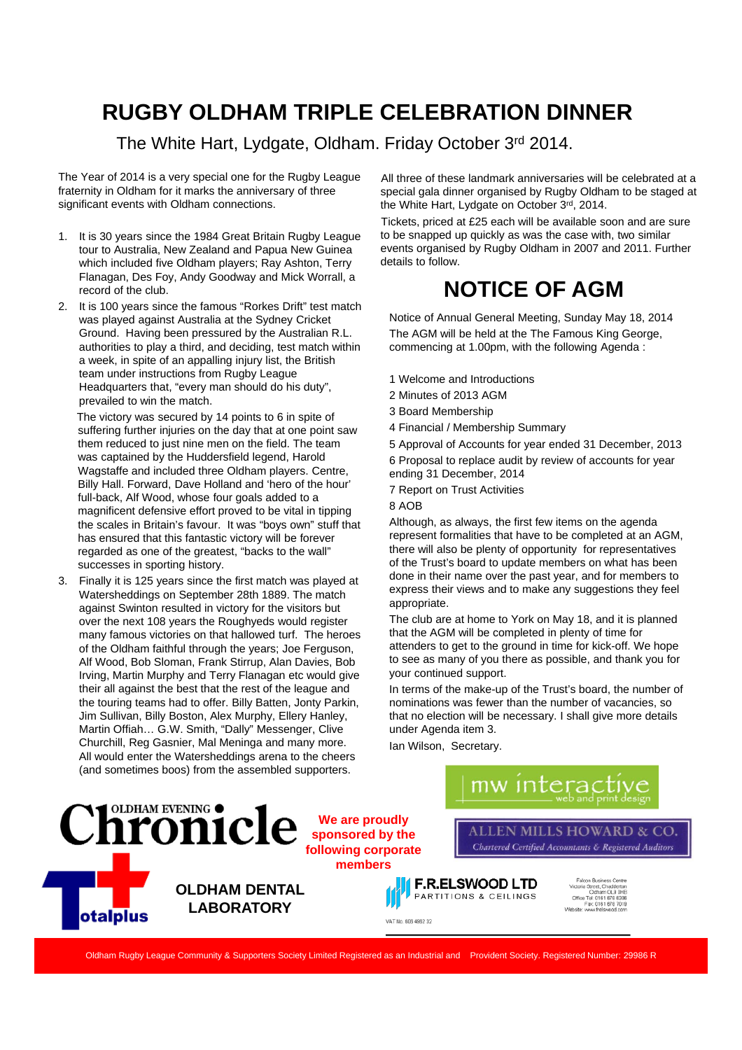# RUGBY OLDHAM TRIPLE CELEBRATION DINNER

The White Hart, Lydgate, Oldham. Friday October 3rd 2014.

The Year of 2014 is a very special one for the Rugby League fraternity in Oldham for it marks the anniversary of three significant events with Oldham connections.

1. It is 30 years since the 1984 Great Britain Rugby League tour to Australia, New Zealand and Papua New Guinea which included five Oldham players; Ray Ashton, Terry Flanagan, Des Foy, Andy Goodway and Mick Worrall, a record of the club.
2. It is 100 years since the famous "Rorkes Drift" test match was played against Australia at the Sydney Cricket Ground. Having been pressured by the Australian R.L. authorities to play a third, and deciding, test match within a week, in spite of an appalling injury list, the British team under instructions from Rugby League Headquarters that, "every man should do his duty", prevailed to win the match.

   The victory was secured by 14 points to 6 in spite of suffering further injuries on the day that at one point saw them reduced to just nine men on the field. The team was captained by the Huddersfield legend, Harold Wagstaffe and included three Oldham players. Centre, Billy Hall. Forward, Dave Holland and 'hero of the hour' full-back, Alf Wood, whose four goals added to a magnificent defensive effort proved to be vital in tipping the scales in Britain's favour. It was "boys own" stuff that has ensured that this fantastic victory will be forever regarded as one of the greatest, "backs to the wall" successes in sporting history.
3. Finally it is 125 years since the first match was played at Watersheddings on September 28th 1889. The match against Swinton resulted in victory for the visitors but over the next 108 years the Roughyeds would register many famous victories on that hallowed turf. The heroes of the Oldham faithful through the years; Joe Ferguson, Alf Wood, Bob Sloman, Frank Stirrup, Alan Davies, Bob Irving, Martin Murphy and Terry Flanagan etc would give their all against the best that the rest of the league and the touring teams had to offer. Billy Batten, Jonty Parkin, Jim Sullivan, Billy Boston, Alex Murphy, Ellery Hanley, Martin Offiah… G.W. Smith, "Dally" Messenger, Clive Churchill, Reg Gasnier, Mal Meninga and many more. All would enter the Watersheddings arena to the cheers (and sometimes boos) from the assembled supporters.

All three of these landmark anniversaries will be celebrated at a special gala dinner organised by Rugby Oldham to be staged at the White Hart, Lydgate on October 3rd, 2014.

Tickets, priced at £25 each will be available soon and are sure to be snapped up quickly as was the case with, two similar events organised by Rugby Oldham in 2007 and 2011. Further details to follow.

# NOTICE OF AGM

Notice of Annual General Meeting, Sunday May 18, 2014

The AGM will be held at the The Famous King George, commencing at 1.00pm, with the following Agenda :

1 Welcome and Introductions

2 Minutes of 2013 AGM

3 Board Membership

4 Financial / Membership Summary

5 Approval of Accounts for year ended 31 December, 2013

6 Proposal to replace audit by review of accounts for year ending 31 December, 2014

7 Report on Trust Activities

8 AOB

Although, as always, the first few items on the agenda represent formalities that have to be completed at an AGM, there will also be plenty of opportunity for representatives of the Trust's board to update members on what has been done in their name over the past year, and for members to express their views and to make any suggestions they feel appropriate.

The club are at home to York on May 18, and it is planned that the AGM will be completed in plenty of time for attenders to get to the ground in time for kick-off. We hope to see as many of you there as possible, and thank you for your continued support.

In terms of the make-up of the Trust's board, the number of nominations was fewer than the number of vacancies, so that no election will be necessary. I shall give more details under Agenda item 3.

Ian Wilson, Secretary.

**We are proudly sponsored by the following corporate members**

OLDHAM EVENING Chronicle

mw interactive web and print design

ALLEN MILLS HOWARD & CO. Chartered Certified Accountants & Registered Auditors

Totalplus

**OLDHAM DENTAL LABORATORY**

F.R.ELSWOOD LTD PARTITIONS & CEILINGS

Oldham Rugby League Community & Supporters Society Limited Registered as an Industrial and Provident Society. Registered Number: 29986 R